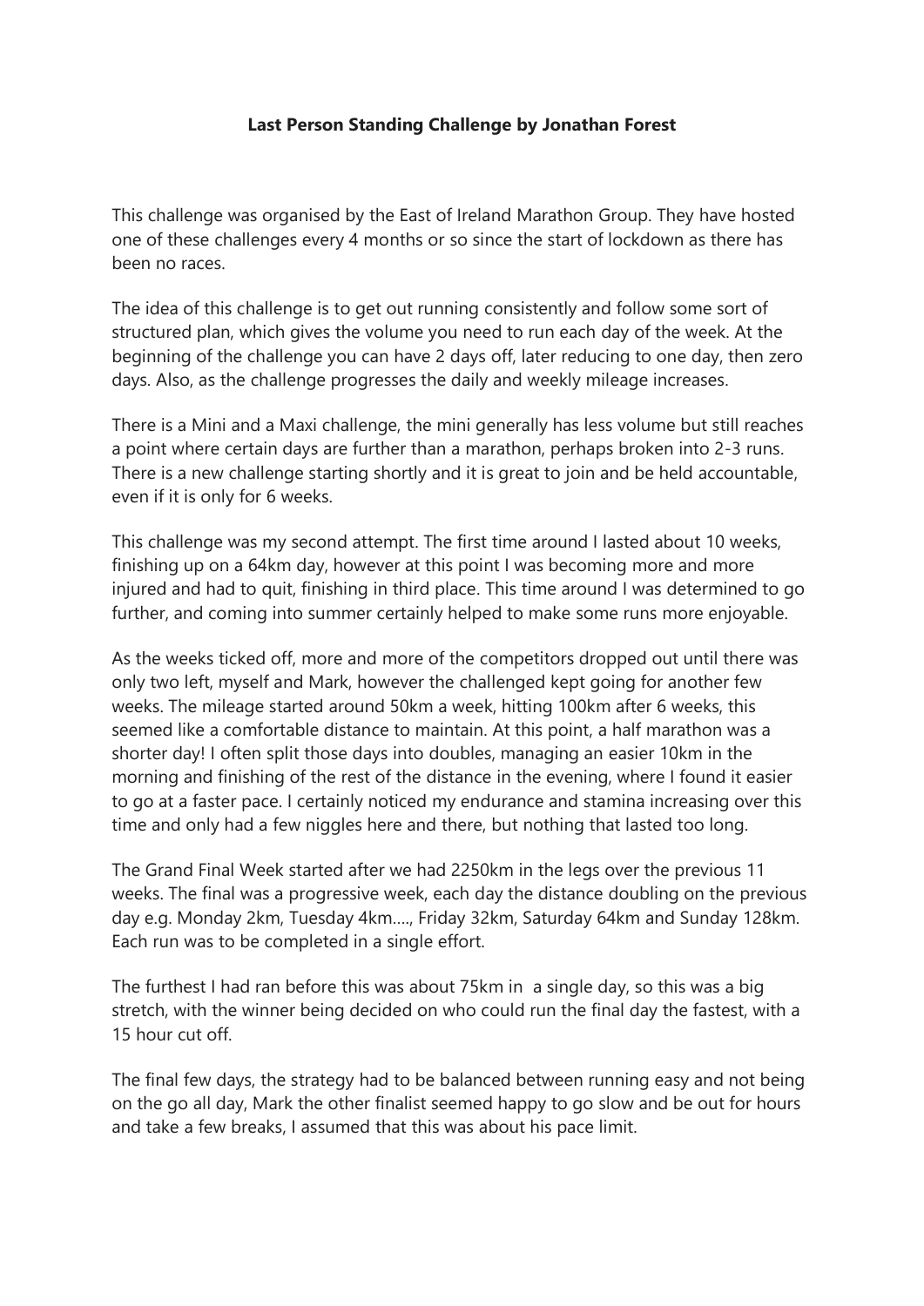**Last Person Standing Challenge by Jonathan Forest**

This challenge was organised by the East of Ireland Marathon Group. They have hosted one of these challenges every 4 months or so since the start of lockdown as there has been no races.

The idea of this challenge is to get out running consistently and follow some sort of structured plan, which gives the volume you need to run each day of the week. At the beginning of the challenge you can have 2 days off, later reducing to one day, then zero days. Also, as the challenge progresses the daily and weekly mileage increases.

There is a Mini and a Maxi challenge, the mini generally has less volume but still reaches a point where certain days are further than a marathon, perhaps broken into 2-3 runs. There is a new challenge starting shortly and it is great to join and be held accountable, even if it is only for 6 weeks.

This challenge was my second attempt. The first time around I lasted about 10 weeks, finishing up on a 64km day, however at this point I was becoming more and more injured and had to quit, finishing in third place. This time around I was determined to go further, and coming into summer certainly helped to make some runs more enjoyable.

As the weeks ticked off, more and more of the competitors dropped out until there was only two left, myself and Mark, however the challenged kept going for another few weeks. The mileage started around 50km a week, hitting 100km after 6 weeks, this seemed like a comfortable distance to maintain. At this point, a half marathon was a shorter day! I often split those days into doubles, managing an easier 10km in the morning and finishing of the rest of the distance in the evening, where I found it easier to go at a faster pace. I certainly noticed my endurance and stamina increasing over this time and only had a few niggles here and there, but nothing that lasted too long.

The Grand Final Week started after we had 2250km in the legs over the previous 11 weeks. The final was a progressive week, each day the distance doubling on the previous day e.g. Monday 2km, Tuesday 4km…., Friday 32km, Saturday 64km and Sunday 128km. Each run was to be completed in a single effort.

The furthest I had ran before this was about 75km in a single day, so this was a big stretch, with the winner being decided on who could run the final day the fastest, with a 15 hour cut off.

The final few days, the strategy had to be balanced between running easy and not being on the go all day, Mark the other finalist seemed happy to go slow and be out for hours and take a few breaks, I assumed that this was about his pace limit.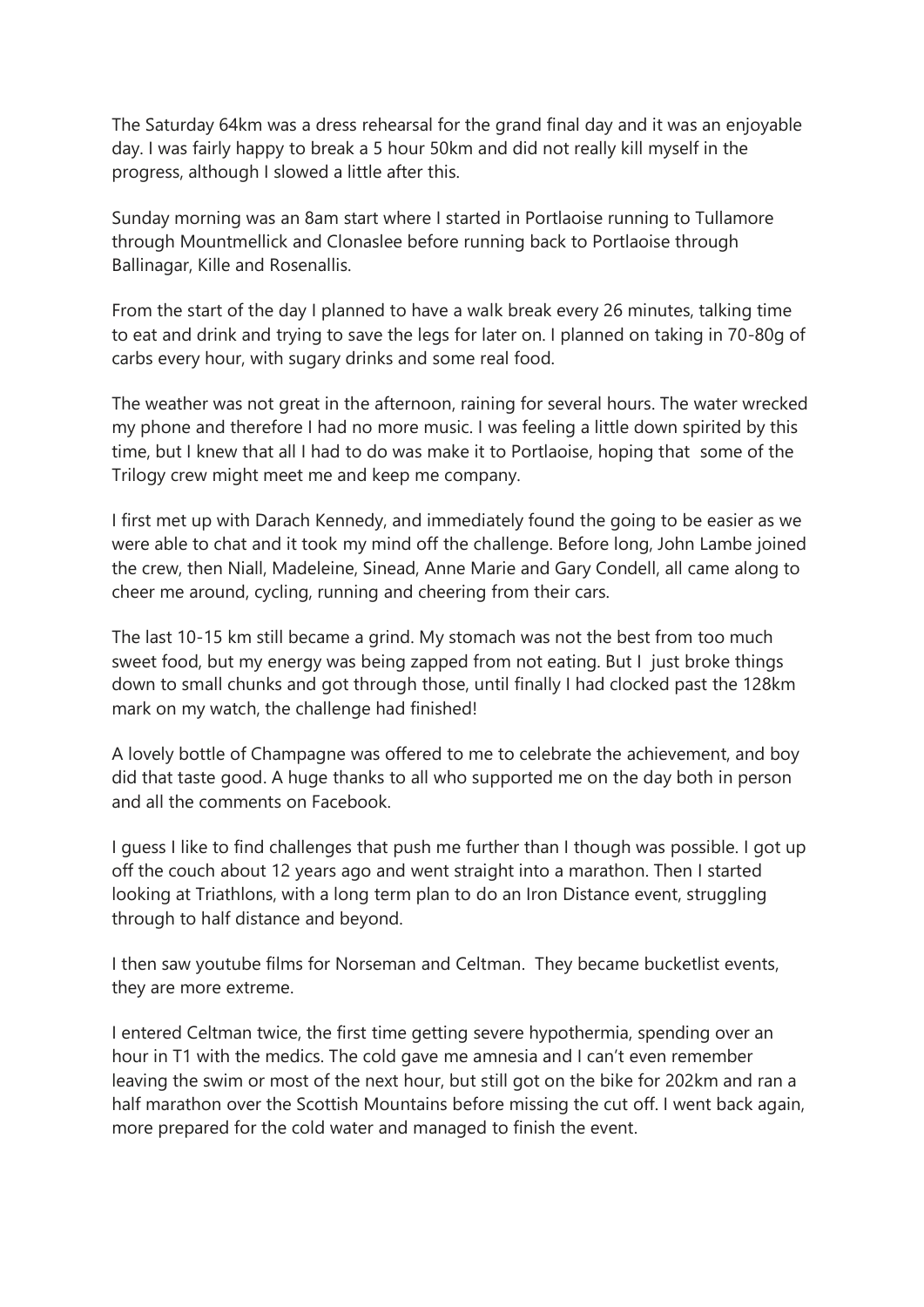The Saturday 64km was a dress rehearsal for the grand final day and it was an enjoyable day. I was fairly happy to break a 5 hour 50km and did not really kill myself in the progress, although I slowed a little after this.

Sunday morning was an 8am start where I started in Portlaoise running to Tullamore through Mountmellick and Clonaslee before running back to Portlaoise through Ballinagar, Kille and Rosenallis.

From the start of the day I planned to have a walk break every 26 minutes, talking time to eat and drink and trying to save the legs for later on. I planned on taking in 70-80g of carbs every hour, with sugary drinks and some real food.

The weather was not great in the afternoon, raining for several hours. The water wrecked my phone and therefore I had no more music. I was feeling a little down spirited by this time, but I knew that all I had to do was make it to Portlaoise, hoping that some of the Trilogy crew might meet me and keep me company.

I first met up with Darach Kennedy, and immediately found the going to be easier as we were able to chat and it took my mind off the challenge. Before long, John Lambe joined the crew, then Niall, Madeleine, Sinead, Anne Marie and Gary Condell, all came along to cheer me around, cycling, running and cheering from their cars.

The last 10-15 km still became a grind. My stomach was not the best from too much sweet food, but my energy was being zapped from not eating. But I just broke things down to small chunks and got through those, until finally I had clocked past the 128km mark on my watch, the challenge had finished!

A lovely bottle of Champagne was offered to me to celebrate the achievement, and boy did that taste good. A huge thanks to all who supported me on the day both in person and all the comments on Facebook.

I guess I like to find challenges that push me further than I though was possible. I got up off the couch about 12 years ago and went straight into a marathon. Then I started looking at Triathlons, with a long term plan to do an Iron Distance event, struggling through to half distance and beyond.

I then saw youtube films for Norseman and Celtman. They became bucketlist events, they are more extreme.

I entered Celtman twice, the first time getting severe hypothermia, spending over an hour in T1 with the medics. The cold gave me amnesia and I can't even remember leaving the swim or most of the next hour, but still got on the bike for 202km and ran a half marathon over the Scottish Mountains before missing the cut off. I went back again, more prepared for the cold water and managed to finish the event.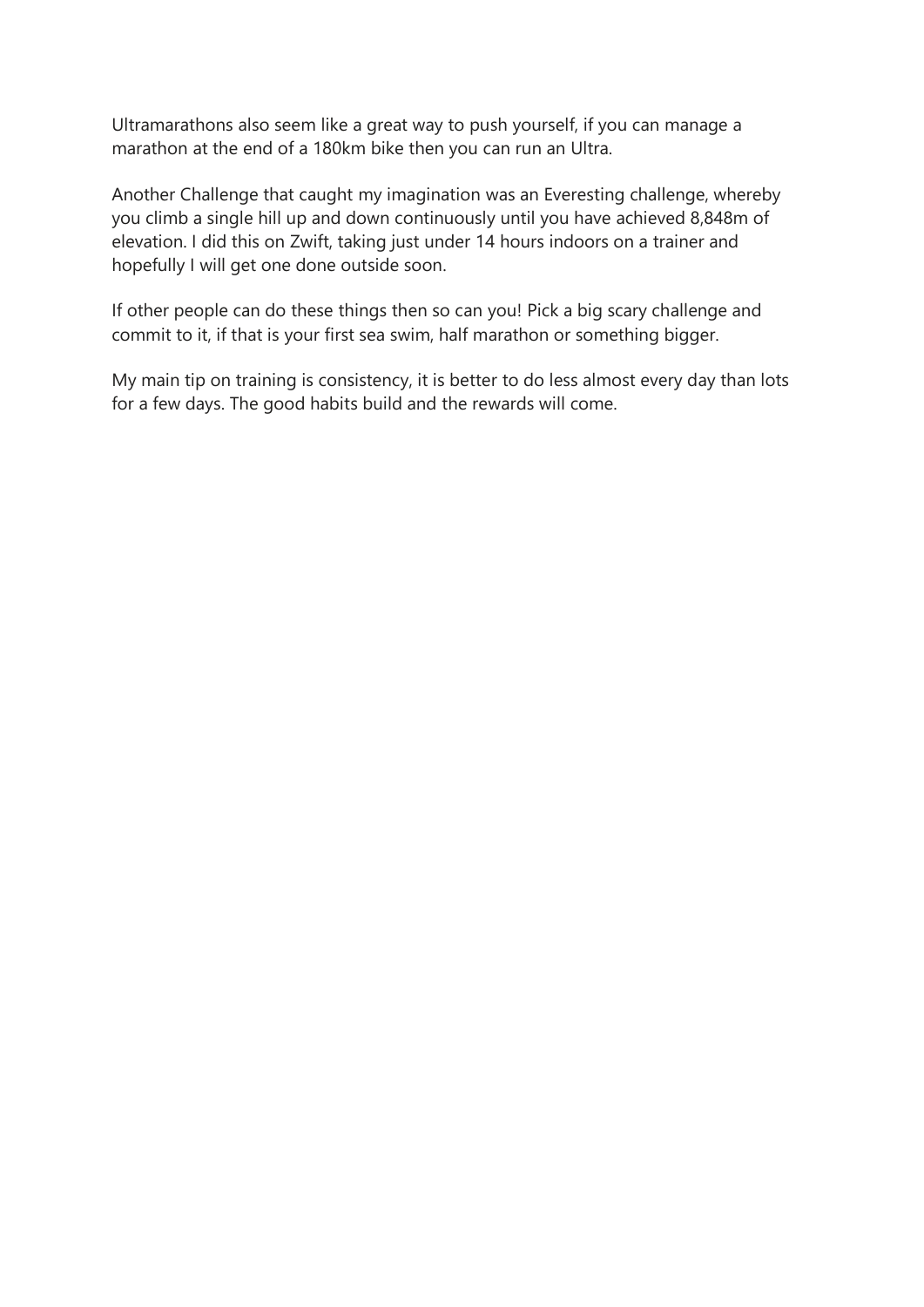Ultramarathons also seem like a great way to push yourself, if you can manage a marathon at the end of a 180km bike then you can run an Ultra.

Another Challenge that caught my imagination was an Everesting challenge, whereby you climb a single hill up and down continuously until you have achieved 8,848m of elevation. I did this on Zwift, taking just under 14 hours indoors on a trainer and hopefully I will get one done outside soon.

If other people can do these things then so can you! Pick a big scary challenge and commit to it, if that is your first sea swim, half marathon or something bigger.

My main tip on training is consistency, it is better to do less almost every day than lots for a few days. The good habits build and the rewards will come.